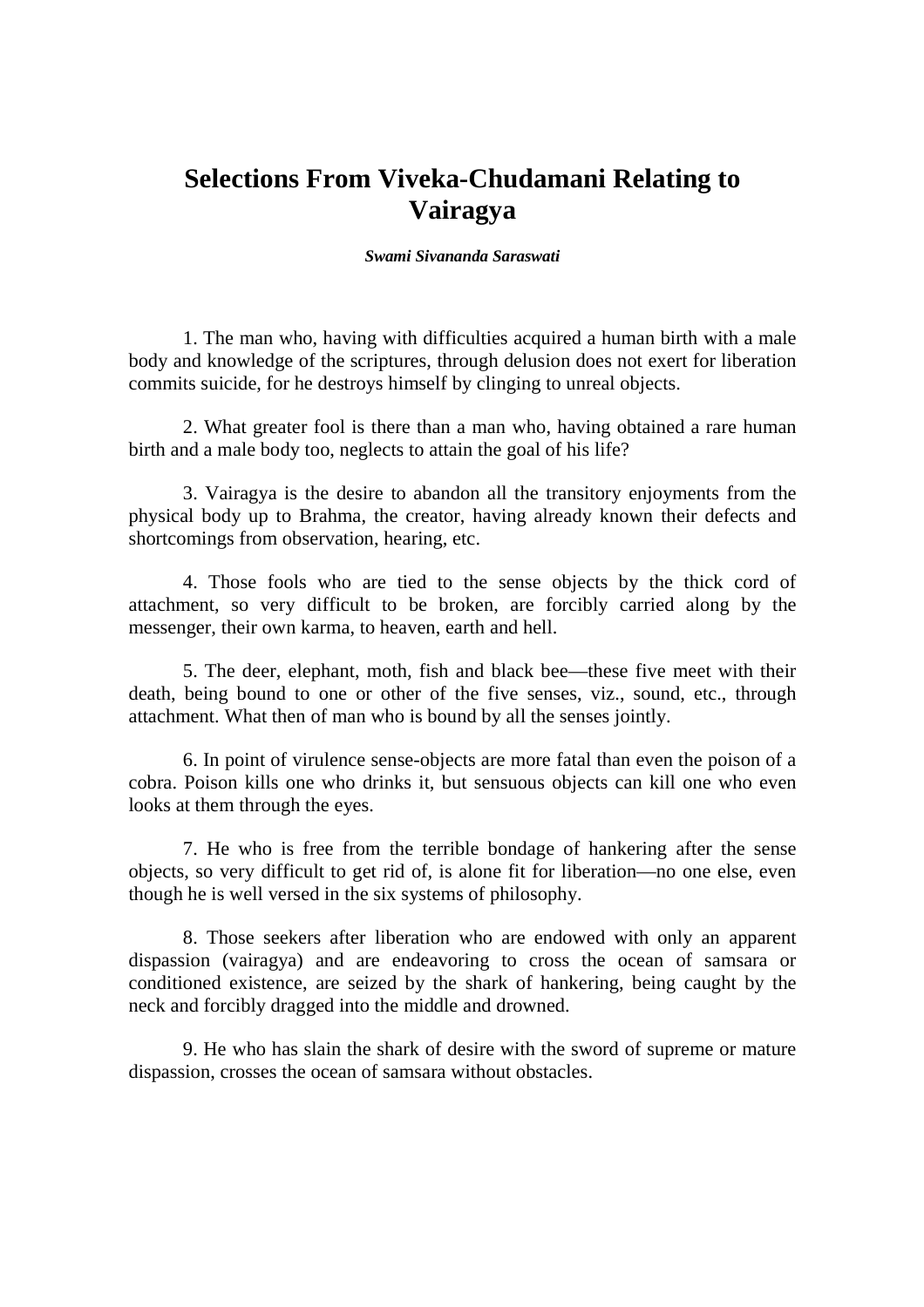# Selections From Viveka-Chudamani Relating to Vairagya

***Swami Sivananda Saraswati***

1. The man who, having with difficulties acquired a human birth with a male body and knowledge of the scriptures, through delusion does not exert for liberation commits suicide, for he destroys himself by clinging to unreal objects.

2. What greater fool is there than a man who, having obtained a rare human birth and a male body too, neglects to attain the goal of his life?

3. Vairagya is the desire to abandon all the transitory enjoyments from the physical body up to Brahma, the creator, having already known their defects and shortcomings from observation, hearing, etc.

4. Those fools who are tied to the sense objects by the thick cord of attachment, so very difficult to be broken, are forcibly carried along by the messenger, their own karma, to heaven, earth and hell.

5. The deer, elephant, moth, fish and black bee—these five meet with their death, being bound to one or other of the five senses, viz., sound, etc., through attachment. What then of man who is bound by all the senses jointly.

6. In point of virulence sense-objects are more fatal than even the poison of a cobra. Poison kills one who drinks it, but sensuous objects can kill one who even looks at them through the eyes.

7. He who is free from the terrible bondage of hankering after the sense objects, so very difficult to get rid of, is alone fit for liberation—no one else, even though he is well versed in the six systems of philosophy.

8. Those seekers after liberation who are endowed with only an apparent dispassion (vairagya) and are endeavoring to cross the ocean of samsara or conditioned existence, are seized by the shark of hankering, being caught by the neck and forcibly dragged into the middle and drowned.

9. He who has slain the shark of desire with the sword of supreme or mature dispassion, crosses the ocean of samsara without obstacles.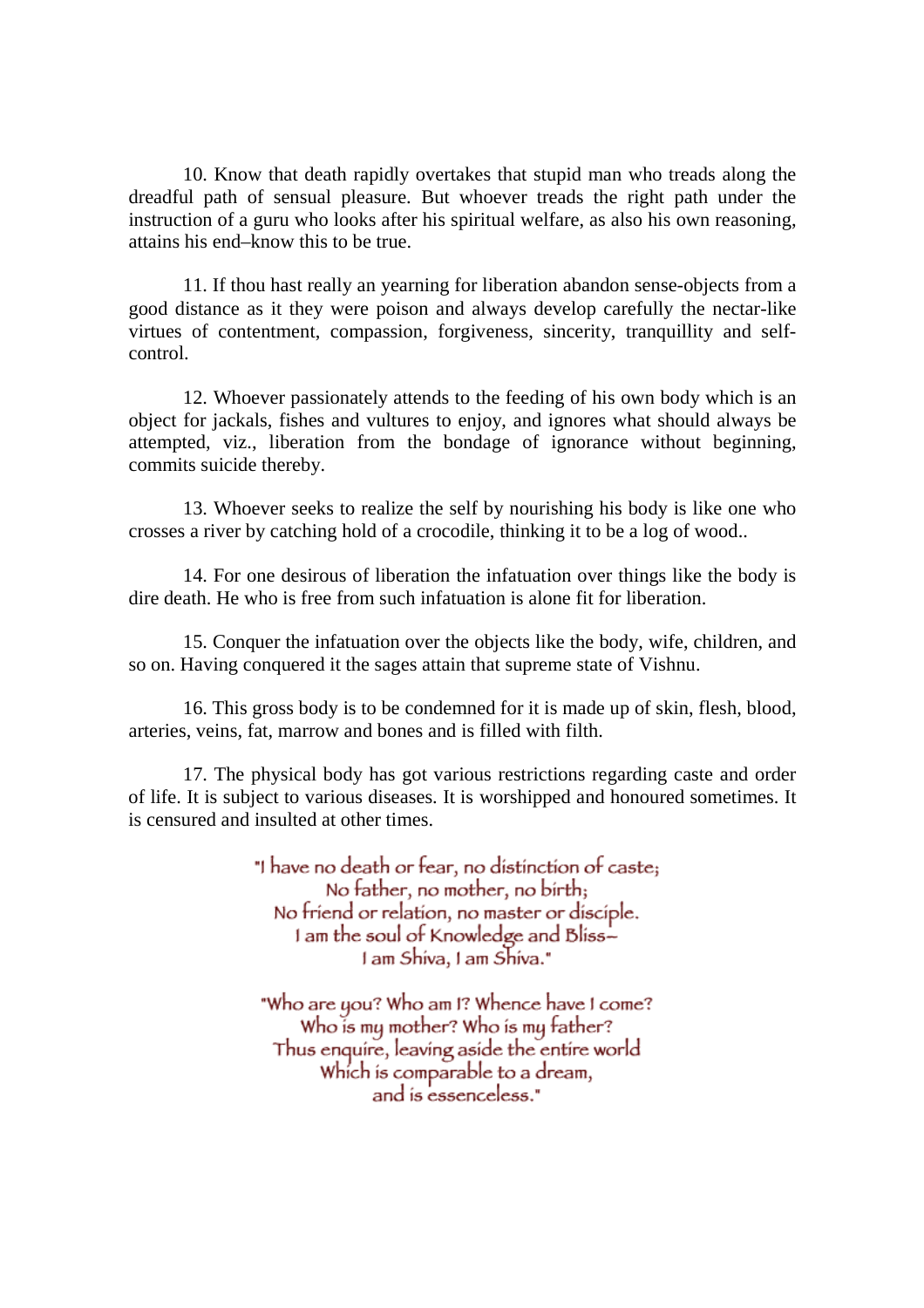10. Know that death rapidly overtakes that stupid man who treads along the dreadful path of sensual pleasure. But whoever treads the right path under the instruction of a guru who looks after his spiritual welfare, as also his own reasoning, attains his end–know this to be true.

11. If thou hast really an yearning for liberation abandon sense-objects from a good distance as it they were poison and always develop carefully the nectar-like virtues of contentment, compassion, forgiveness, sincerity, tranquillity and self-control.

12. Whoever passionately attends to the feeding of his own body which is an object for jackals, fishes and vultures to enjoy, and ignores what should always be attempted, viz., liberation from the bondage of ignorance without beginning, commits suicide thereby.

13. Whoever seeks to realize the self by nourishing his body is like one who crosses a river by catching hold of a crocodile, thinking it to be a log of wood..

14. For one desirous of liberation the infatuation over things like the body is dire death. He who is free from such infatuation is alone fit for liberation.

15. Conquer the infatuation over the objects like the body, wife, children, and so on. Having conquered it the sages attain that supreme state of Vishnu.

16. This gross body is to be condemned for it is made up of skin, flesh, blood, arteries, veins, fat, marrow and bones and is filled with filth.

17. The physical body has got various restrictions regarding caste and order of life. It is subject to various diseases. It is worshipped and honoured sometimes. It is censured and insulted at other times.

"I have no death or fear, no distinction of caste;
No father, no mother, no birth;
No friend or relation, no master or disciple.
I am the soul of Knowledge and Bliss–
I am Shiva, I am Shiva."

"Who are you? Who am I? Whence have I come?
Who is my mother? Who is my father?
Thus enquire, leaving aside the entire world
Which is comparable to a dream,
and is essenceless."